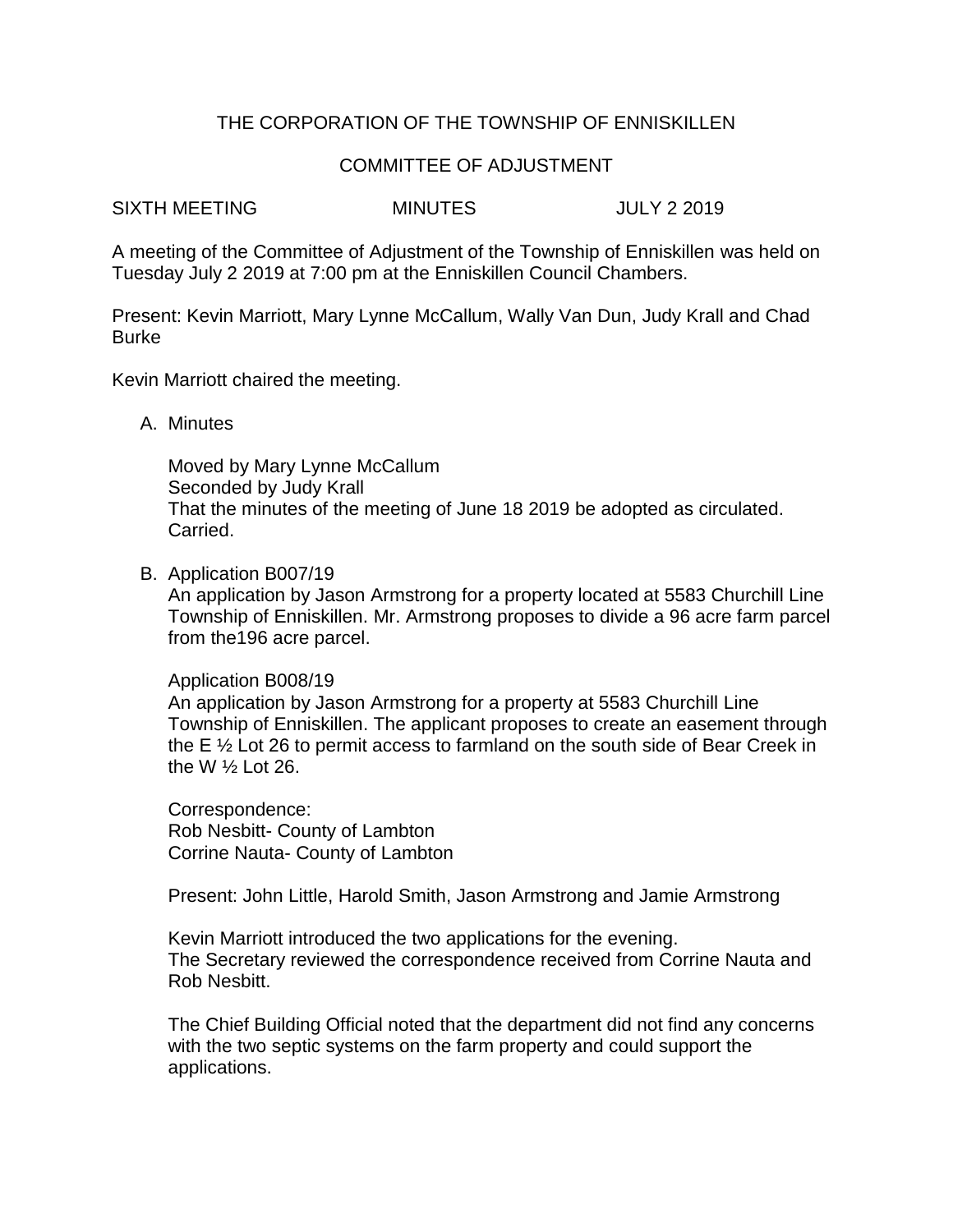# THE CORPORATION OF THE TOWNSHIP OF ENNISKILLEN

## COMMITTEE OF ADJUSTMENT

SIXTH MEETING MINUTES JULY 2 2019

A meeting of the Committee of Adjustment of the Township of Enniskillen was held on Tuesday July 2 2019 at 7:00 pm at the Enniskillen Council Chambers.

Present: Kevin Marriott, Mary Lynne McCallum, Wally Van Dun, Judy Krall and Chad Burke

Kevin Marriott chaired the meeting.

A. Minutes

Moved by Mary Lynne McCallum
Seconded by Judy Krall
That the minutes of the meeting of June 18 2019 be adopted as circulated.
Carried.

B. Application B007/19
An application by Jason Armstrong for a property located at 5583 Churchill Line Township of Enniskillen. Mr. Armstrong proposes to divide a 96 acre farm parcel from the196 acre parcel.

Application B008/19
An application by Jason Armstrong for a property at 5583 Churchill Line Township of Enniskillen. The applicant proposes to create an easement through the E ½ Lot 26 to permit access to farmland on the south side of Bear Creek in the W ½ Lot 26.

Correspondence:
Rob Nesbitt- County of Lambton
Corrine Nauta- County of Lambton

Present: John Little, Harold Smith, Jason Armstrong and Jamie Armstrong

Kevin Marriott introduced the two applications for the evening.
The Secretary reviewed the correspondence received from Corrine Nauta and Rob Nesbitt.

The Chief Building Official noted that the department did not find any concerns with the two septic systems on the farm property and could support the applications.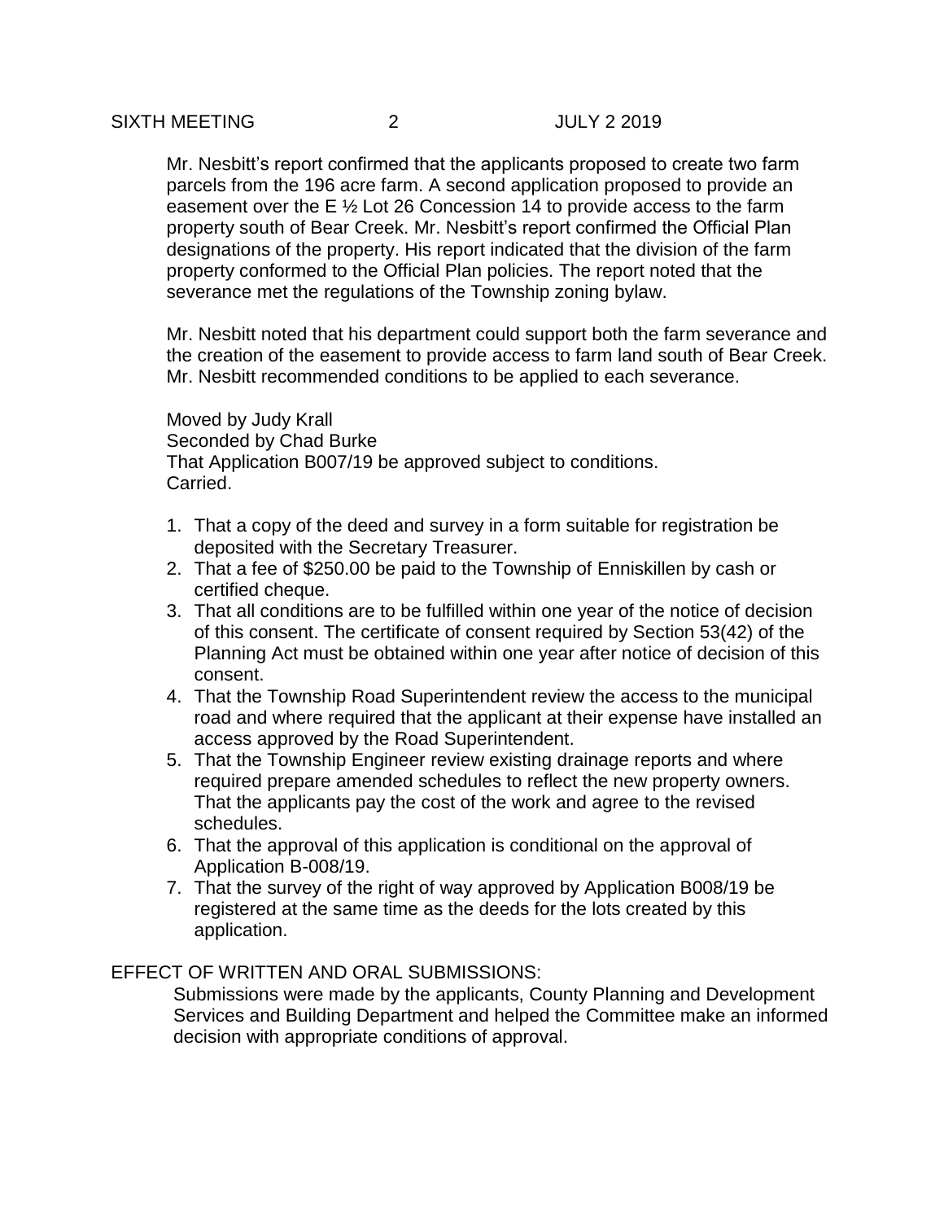Mr. Nesbitt's report confirmed that the applicants proposed to create two farm parcels from the 196 acre farm. A second application proposed to provide an easement over the E ½ Lot 26 Concession 14 to provide access to the farm property south of Bear Creek. Mr. Nesbitt's report confirmed the Official Plan designations of the property. His report indicated that the division of the farm property conformed to the Official Plan policies. The report noted that the severance met the regulations of the Township zoning bylaw.

Mr. Nesbitt noted that his department could support both the farm severance and the creation of the easement to provide access to farm land south of Bear Creek. Mr. Nesbitt recommended conditions to be applied to each severance.

Moved by Judy Krall
Seconded by Chad Burke
That Application B007/19 be approved subject to conditions.
Carried.

1. That a copy of the deed and survey in a form suitable for registration be deposited with the Secretary Treasurer.
2. That a fee of $250.00 be paid to the Township of Enniskillen by cash or certified cheque.
3. That all conditions are to be fulfilled within one year of the notice of decision of this consent. The certificate of consent required by Section 53(42) of the Planning Act must be obtained within one year after notice of decision of this consent.
4. That the Township Road Superintendent review the access to the municipal road and where required that the applicant at their expense have installed an access approved by the Road Superintendent.
5. That the Township Engineer review existing drainage reports and where required prepare amended schedules to reflect the new property owners. That the applicants pay the cost of the work and agree to the revised schedules.
6. That the approval of this application is conditional on the approval of Application B-008/19.
7. That the survey of the right of way approved by Application B008/19 be registered at the same time as the deeds for the lots created by this application.

EFFECT OF WRITTEN AND ORAL SUBMISSIONS:

Submissions were made by the applicants, County Planning and Development Services and Building Department and helped the Committee make an informed decision with appropriate conditions of approval.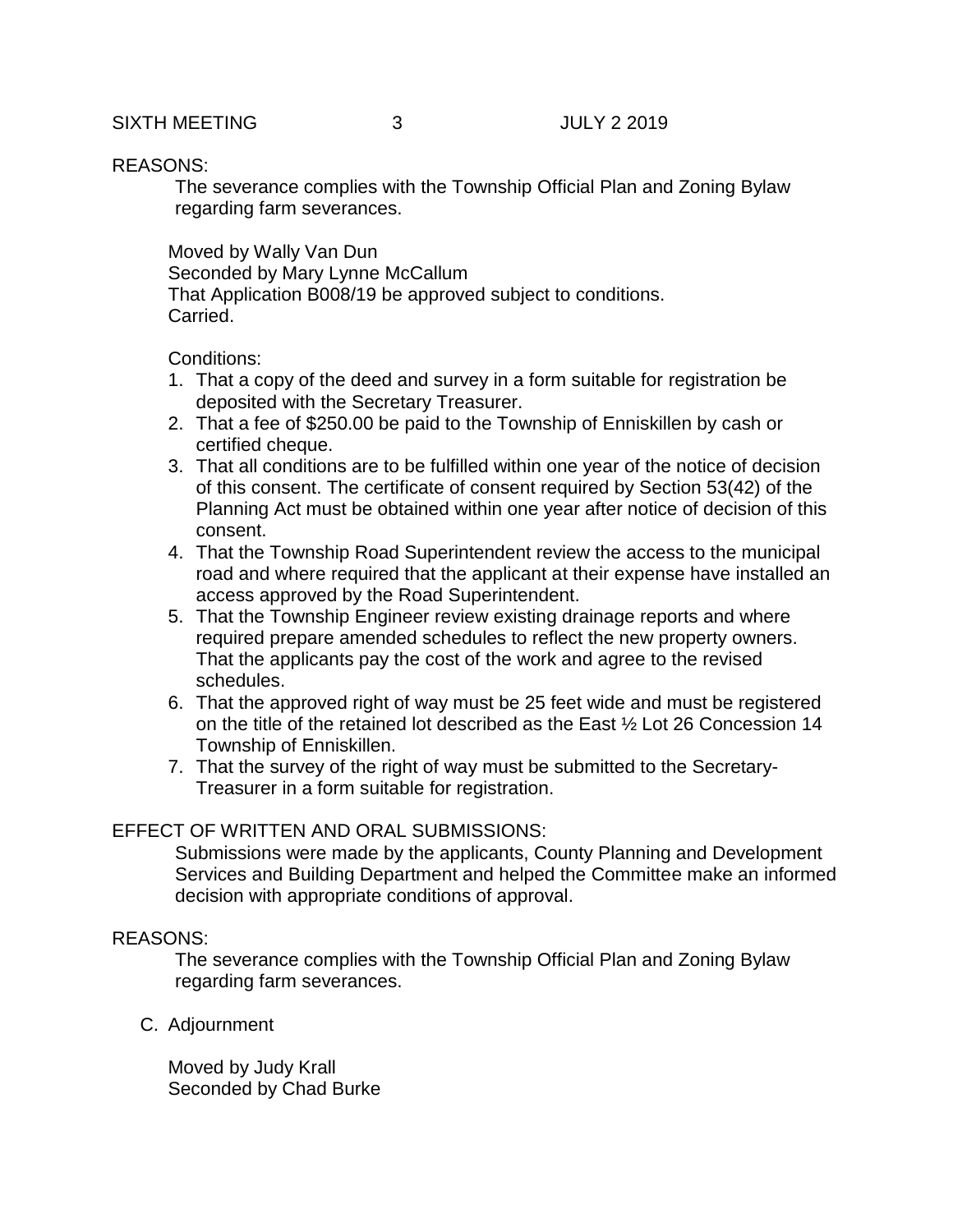REASONS:

The severance complies with the Township Official Plan and Zoning Bylaw regarding farm severances.

Moved by Wally Van Dun
Seconded by Mary Lynne McCallum
That Application B008/19 be approved subject to conditions.
Carried.

Conditions:

1. That a copy of the deed and survey in a form suitable for registration be deposited with the Secretary Treasurer.
2. That a fee of $250.00 be paid to the Township of Enniskillen by cash or certified cheque.
3. That all conditions are to be fulfilled within one year of the notice of decision of this consent. The certificate of consent required by Section 53(42) of the Planning Act must be obtained within one year after notice of decision of this consent.
4. That the Township Road Superintendent review the access to the municipal road and where required that the applicant at their expense have installed an access approved by the Road Superintendent.
5. That the Township Engineer review existing drainage reports and where required prepare amended schedules to reflect the new property owners. That the applicants pay the cost of the work and agree to the revised schedules.
6. That the approved right of way must be 25 feet wide and must be registered on the title of the retained lot described as the East ½ Lot 26 Concession 14 Township of Enniskillen.
7. That the survey of the right of way must be submitted to the Secretary-Treasurer in a form suitable for registration.

EFFECT OF WRITTEN AND ORAL SUBMISSIONS:

Submissions were made by the applicants, County Planning and Development Services and Building Department and helped the Committee make an informed decision with appropriate conditions of approval.

REASONS:

The severance complies with the Township Official Plan and Zoning Bylaw regarding farm severances.

C. Adjournment

Moved by Judy Krall
Seconded by Chad Burke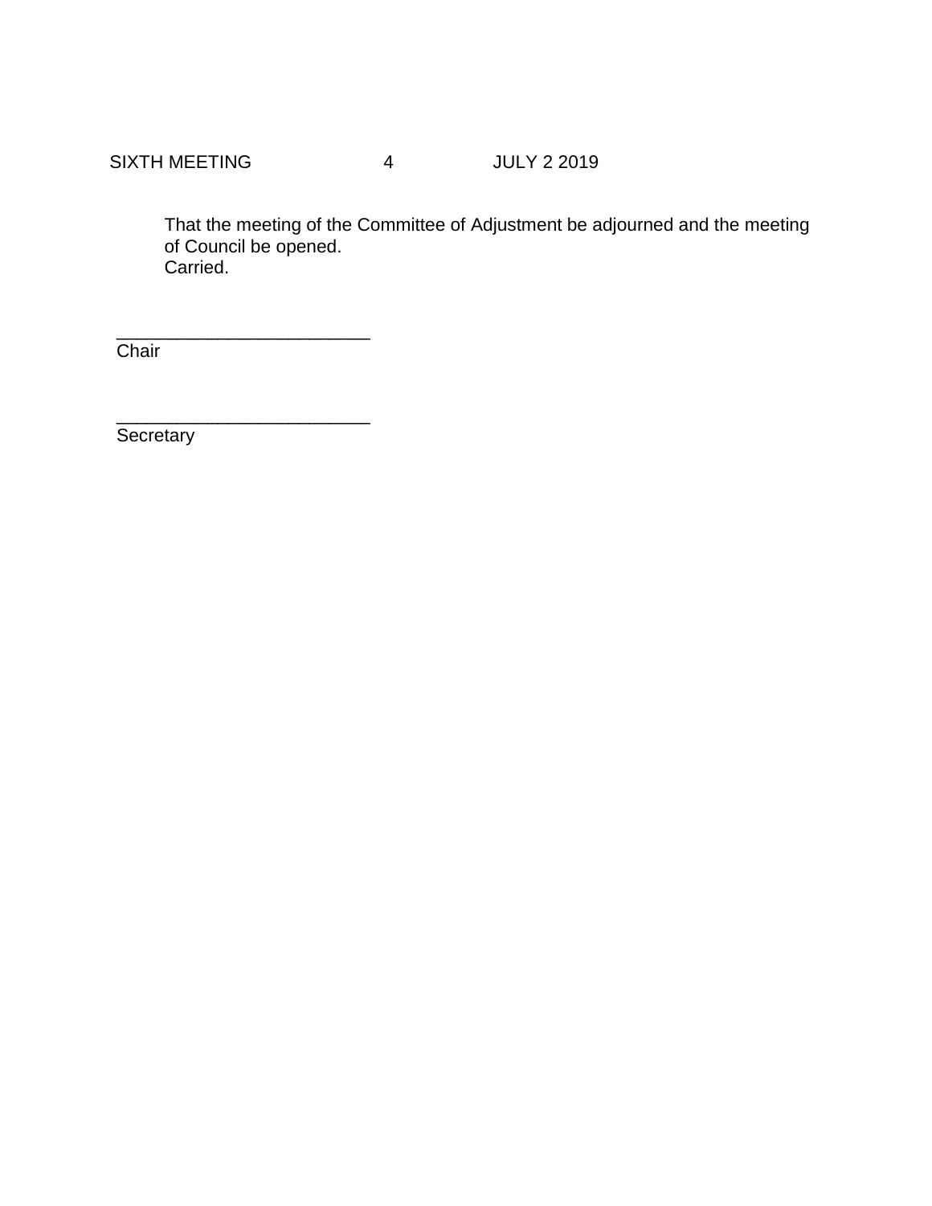That the meeting of the Committee of Adjustment be adjourned and the meeting of Council be opened.
Carried.

_________________________
Chair

_________________________
Secretary